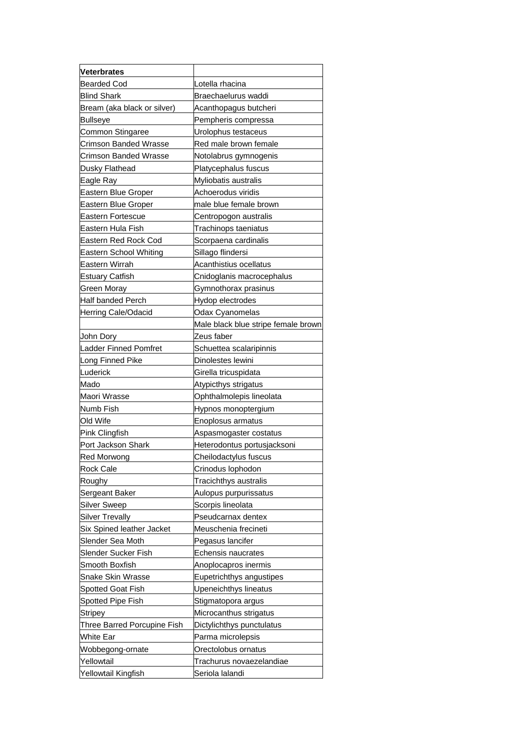| **Veterbrates** | |
|---|---|
| Bearded Cod | Lotella rhacina |
| Blind Shark | Braechaelurus waddi |
| Bream (aka black or silver) | Acanthopagus butcheri |
| Bullseye | Pempheris compressa |
| Common Stingaree | Urolophus testaceus |
| Crimson Banded Wrasse | Red male brown female |
| Crimson Banded Wrasse | Notolabrus gymnogenis |
| Dusky Flathead | Platycephalus fuscus |
| Eagle Ray | Myliobatis australis |
| Eastern Blue Groper | Achoerodus viridis |
| Eastern Blue Groper | male blue female brown |
| Eastern Fortescue | Centropogon australis |
| Eastern Hula Fish | Trachinops taeniatus |
| Eastern Red Rock Cod | Scorpaena cardinalis |
| Eastern School Whiting | Sillago flindersi |
| Eastern Wirrah | Acanthistius ocellatus |
| Estuary Catfish | Cnidoglanis macrocephalus |
| Green Moray | Gymnothorax prasinus |
| Half banded Perch | Hydop electrodes |
| Herring Cale/Odacid | Odax Cyanomelas |
| | Male black blue stripe female brown |
| John Dory | Zeus faber |
| Ladder Finned Pomfret | Schuettea scalaripinnis |
| Long Finned Pike | Dinolestes lewini |
| Luderick | Girella tricuspidata |
| Mado | Atypicthys strigatus |
| Maori Wrasse | Ophthalmolepis lineolata |
| Numb Fish | Hypnos monoptergium |
| Old Wife | Enoplosus armatus |
| Pink Clingfish | Aspasmogaster costatus |
| Port Jackson Shark | Heterodontus portusjacksoni |
| Red Morwong | Cheilodactylus fuscus |
| Rock Cale | Crinodus lophodon |
| Roughy | Tracichthys australis |
| Sergeant Baker | Aulopus purpurissatus |
| Silver Sweep | Scorpis lineolata |
| Silver Trevally | Pseudcarnax dentex |
| Six Spined leather Jacket | Meuschenia frecineti |
| Slender Sea Moth | Pegasus lancifer |
| Slender Sucker Fish | Echensis naucrates |
| Smooth Boxfish | Anoplocapros inermis |
| Snake Skin Wrasse | Eupetrichthys angustipes |
| Spotted Goat Fish | Upeneichthys lineatus |
| Spotted Pipe Fish | Stigmatopora argus |
| Stripey | Microcanthus strigatus |
| Three Barred Porcupine Fish | Dictylichthys punctulatus |
| White Ear | Parma microlepsis |
| Wobbegong-ornate | Orectolobus ornatus |
| Yellowtail | Trachurus novaezelandiae |
| Yellowtail Kingfish | Seriola lalandi |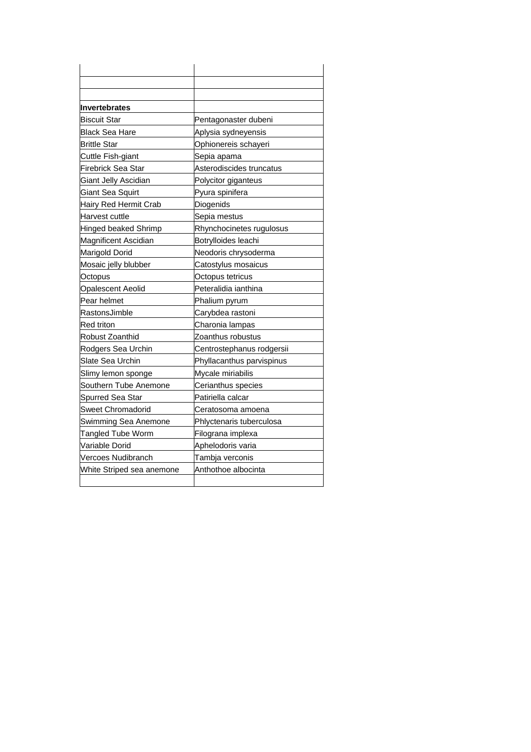| | |
|---|---|
| **Invertebrates** | |
| Biscuit Star | Pentagonaster dubeni |
| Black Sea Hare | Aplysia sydneyensis |
| Brittle Star | Ophionereis schayeri |
| Cuttle Fish-giant | Sepia apama |
| Firebrick Sea Star | Asterodiscides truncatus |
| Giant Jelly Ascidian | Polycitor giganteus |
| Giant Sea Squirt | Pyura spinifera |
| Hairy Red Hermit Crab | Diogenids |
| Harvest cuttle | Sepia mestus |
| Hinged beaked Shrimp | Rhynchocinetes rugulosus |
| Magnificent Ascidian | Botrylloides leachi |
| Marigold Dorid | Neodoris chrysoderma |
| Mosaic jelly blubber | Catostylus mosaicus |
| Octopus | Octopus tetricus |
| Opalescent Aeolid | Peteralidia ianthina |
| Pear helmet | Phalium pyrum |
| RastonsJimble | Carybdea rastoni |
| Red triton | Charonia lampas |
| Robust Zoanthid | Zoanthus robustus |
| Rodgers Sea Urchin | Centrostephanus rodgersii |
| Slate Sea Urchin | Phyllacanthus parvispinus |
| Slimy lemon sponge | Mycale miriabilis |
| Southern Tube Anemone | Cerianthus species |
| Spurred Sea Star | Patiriella calcar |
| Sweet Chromadorid | Ceratosoma amoena |
| Swimming Sea Anemone | Phlyctenaris tuberculosa |
| Tangled Tube Worm | Filograna implexa |
| Variable Dorid | Aphelodoris varia |
| Vercoes Nudibranch | Tambja verconis |
| White Striped sea anemone | Anthothoe albocinta |